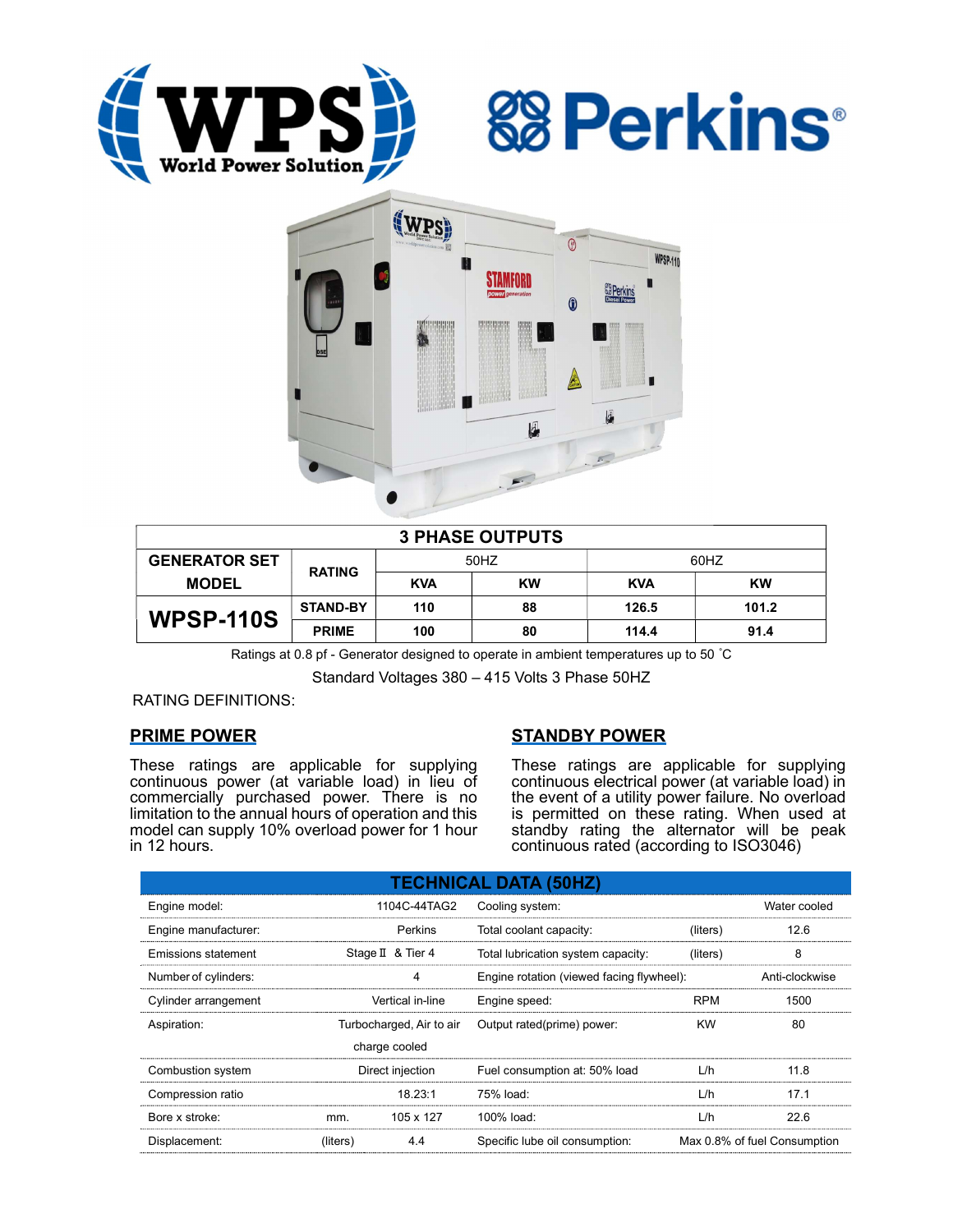## 3 PHASE OUTPUTS

| GENERATOR SET MODEL | RATING | 50HZ | | 60HZ | |
|---|---|---|---|---|---|
| | | KVA | KW | KVA | KW |
| WPSP-110S | STAND-BY | 110 | 88 | 126.5 | 101.2 |
| | PRIME | 100 | 80 | 114.4 | 91.4 |

Ratings at 0.8 pf - Generator designed to operate in ambient temperatures up to 50 ˚C

Standard Voltages 380 – 415 Volts 3 Phase 50HZ

RATING DEFINITIONS:

### PRIME POWER

These ratings are applicable for supplying continuous power (at variable load) in lieu of commercially purchased power. There is no limitation to the annual hours of operation and this model can supply 10% overload power for 1 hour in 12 hours.

### STANDBY POWER

These ratings are applicable for supplying continuous electrical power (at variable load) in the event of a utility power failure. No overload is permitted on these rating. When used at standby rating the alternator will be peak continuous rated (according to ISO3046)

## TECHNICAL DATA (50HZ)

| | | | | | |
|---|---|---|---|---|---|
| Engine model: | | 1104C-44TAG2 | Cooling system: | | Water cooled |
| Engine manufacturer: | | Perkins | Total coolant capacity: | (liters) | 12.6 |
| Emissions statement | | Stage Ⅱ & Tier 4 | Total lubrication system capacity: | (liters) | 8 |
| Number of cylinders: | | 4 | Engine rotation (viewed facing flywheel): | | Anti-clockwise |
| Cylinder arrangement | | Vertical in-line | Engine speed: | RPM | 1500 |
| Aspiration: | | Turbocharged, Air to air charge cooled | Output rated(prime) power: | KW | 80 |
| Combustion system | | Direct injection | Fuel consumption at: 50% load | L/h | 11.8 |
| Compression ratio | | 18.23:1 | 75% load: | L/h | 17.1 |
| Bore x stroke: | mm. | 105 x 127 | 100% load: | L/h | 22.6 |
| Displacement: | (liters) | 4.4 | Specific lube oil consumption: | | Max 0.8% of fuel Consumption |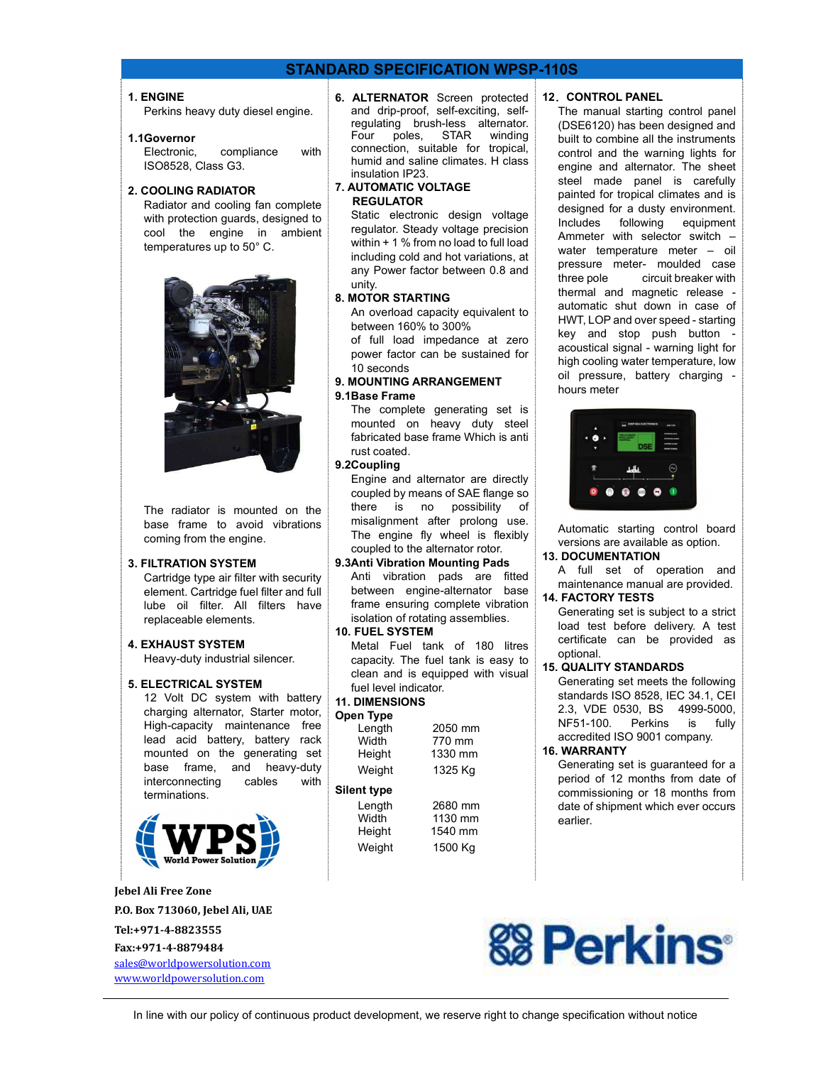## STANDARD SPECIFICATION WPSP-110S

**1. ENGINE**

Perkins heavy duty diesel engine.

**1.1Governor**

Electronic, compliance with ISO8528, Class G3.

**2. COOLING RADIATOR**

Radiator and cooling fan complete with protection guards, designed to cool the engine in ambient temperatures up to 50° C.

The radiator is mounted on the base frame to avoid vibrations coming from the engine.

**3. FILTRATION SYSTEM**

Cartridge type air filter with security element. Cartridge fuel filter and full lube oil filter. All filters have replaceable elements.

**4. EXHAUST SYSTEM**

Heavy-duty industrial silencer.

**5. ELECTRICAL SYSTEM**

12 Volt DC system with battery charging alternator, Starter motor, High-capacity maintenance free lead acid battery, battery rack mounted on the generating set base frame, and heavy-duty interconnecting cables with terminations.

**6. ALTERNATOR** Screen protected and drip-proof, self-exciting, self-regulating brush-less alternator. Four poles, STAR winding connection, suitable for tropical, humid and saline climates. H class insulation IP23.

**7. AUTOMATIC VOLTAGE REGULATOR**

Static electronic design voltage regulator. Steady voltage precision within + 1 % from no load to full load including cold and hot variations, at any Power factor between 0.8 and unity.

**8. MOTOR STARTING**

An overload capacity equivalent to between 160% to 300% of full load impedance at zero power factor can be sustained for 10 seconds

**9. MOUNTING ARRANGEMENT**

**9.1Base Frame**

The complete generating set is mounted on heavy duty steel fabricated base frame Which is anti rust coated.

**9.2Coupling**

Engine and alternator are directly coupled by means of SAE flange so there is no possibility of misalignment after prolong use. The engine fly wheel is flexibly coupled to the alternator rotor.

**9.3Anti Vibration Mounting Pads**

Anti vibration pads are fitted between engine-alternator base frame ensuring complete vibration isolation of rotating assemblies.

**10. FUEL SYSTEM**

Metal Fuel tank of 180 litres capacity. The fuel tank is easy to clean and is equipped with visual fuel level indicator.

**11. DIMENSIONS**

**Open Type**

| | |
|---|---|
| Length | 2050 mm |
| Width | 770 mm |
| Height | 1330 mm |
| Weight | 1325 Kg |

**Silent type**

| | |
|---|---|
| Length | 2680 mm |
| Width | 1130 mm |
| Height | 1540 mm |
| Weight | 1500 Kg |

**12. CONTROL PANEL**

The manual starting control panel (DSE6120) has been designed and built to combine all the instruments control and the warning lights for engine and alternator. The sheet steel made panel is carefully painted for tropical climates and is designed for a dusty environment. Includes following equipment Ammeter with selector switch – water temperature meter – oil pressure meter- moulded case three pole circuit breaker with thermal and magnetic release - automatic shut down in case of HWT, LOP and over speed - starting key and stop push button - acoustical signal - warning light for high cooling water temperature, low oil pressure, battery charging - hours meter

Automatic starting control board versions are available as option.

**13. DOCUMENTATION**

A full set of operation and maintenance manual are provided.

**14. FACTORY TESTS**

Generating set is subject to a strict load test before delivery. A test certificate can be provided as optional.

**15. QUALITY STANDARDS**

Generating set meets the following standards ISO 8528, IEC 34.1, CEI 2.3, VDE 0530, BS 4999-5000, NF51-100. Perkins is fully accredited ISO 9001 company.

**16. WARRANTY**

Generating set is guaranteed for a period of 12 months from date of commissioning or 18 months from date of shipment which ever occurs earlier.

WPS World Power Solution

**Jebel Ali Free Zone**
**P.O. Box 713060, Jebel Ali, UAE**
**Tel:+971-4-8823555**
**Fax:+971-4-8879484**
sales@worldpowersolution.com
www.worldpowersolution.com

Perkins

In line with our policy of continuous product development, we reserve right to change specification without notice